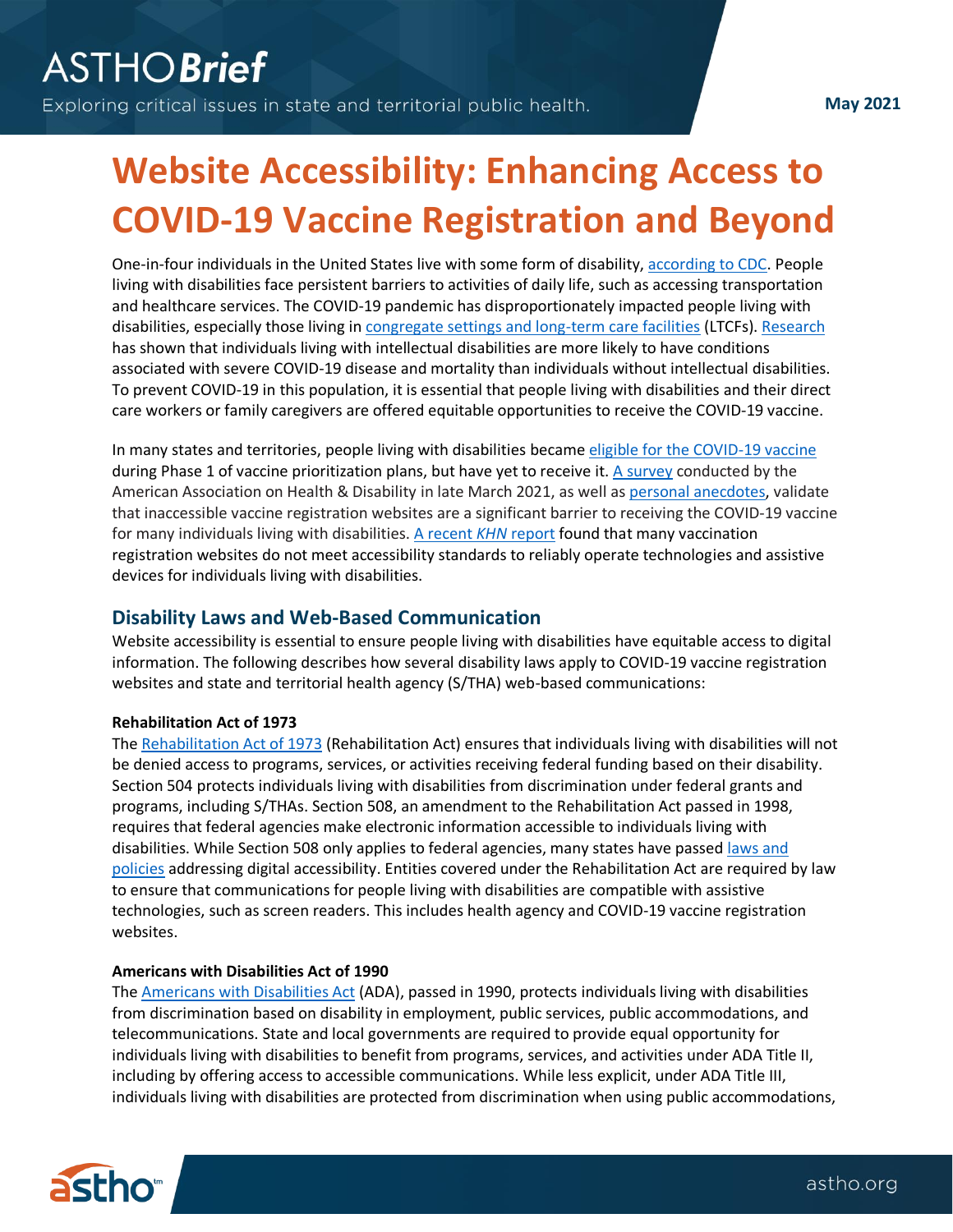# Website Accessibility: Enhancing Access to COVID-19 Vaccine Registration and Beyond

One-in-four individuals in the United States live with some form of disability, according to CDC. People living with disabilities face persistent barriers to activities of daily life, such as accessing transportation and healthcare services. The COVID-19 pandemic has disproportionately impacted people living with disabilities, especially those living in congregate settings and long-term care facilities (LTCFs). Research has shown that individuals living with intellectual disabilities are more likely to have conditions associated with severe COVID-19 disease and mortality than individuals without intellectual disabilities. To prevent COVID-19 in this population, it is essential that people living with disabilities and their direct care workers or family caregivers are offered equitable opportunities to receive the COVID-19 vaccine.

In many states and territories, people living with disabilities became eligible for the COVID-19 vaccine during Phase 1 of vaccine prioritization plans, but have yet to receive it. A survey conducted by the American Association on Health & Disability in late March 2021, as well as personal anecdotes, validate that inaccessible vaccine registration websites are a significant barrier to receiving the COVID-19 vaccine for many individuals living with disabilities. A recent *KHN* report found that many vaccination registration websites do not meet accessibility standards to reliably operate technologies and assistive devices for individuals living with disabilities.

## Disability Laws and Web-Based Communication

Website accessibility is essential to ensure people living with disabilities have equitable access to digital information. The following describes how several disability laws apply to COVID-19 vaccine registration websites and state and territorial health agency (S/THA) web-based communications:

**Rehabilitation Act of 1973**

The Rehabilitation Act of 1973 (Rehabilitation Act) ensures that individuals living with disabilities will not be denied access to programs, services, or activities receiving federal funding based on their disability. Section 504 protects individuals living with disabilities from discrimination under federal grants and programs, including S/THAs. Section 508, an amendment to the Rehabilitation Act passed in 1998, requires that federal agencies make electronic information accessible to individuals living with disabilities. While Section 508 only applies to federal agencies, many states have passed laws and policies addressing digital accessibility. Entities covered under the Rehabilitation Act are required by law to ensure that communications for people living with disabilities are compatible with assistive technologies, such as screen readers. This includes health agency and COVID-19 vaccine registration websites.

**Americans with Disabilities Act of 1990**

The Americans with Disabilities Act (ADA), passed in 1990, protects individuals living with disabilities from discrimination based on disability in employment, public services, public accommodations, and telecommunications. State and local governments are required to provide equal opportunity for individuals living with disabilities to benefit from programs, services, and activities under ADA Title II, including by offering access to accessible communications. While less explicit, under ADA Title III, individuals living with disabilities are protected from discrimination when using public accommodations,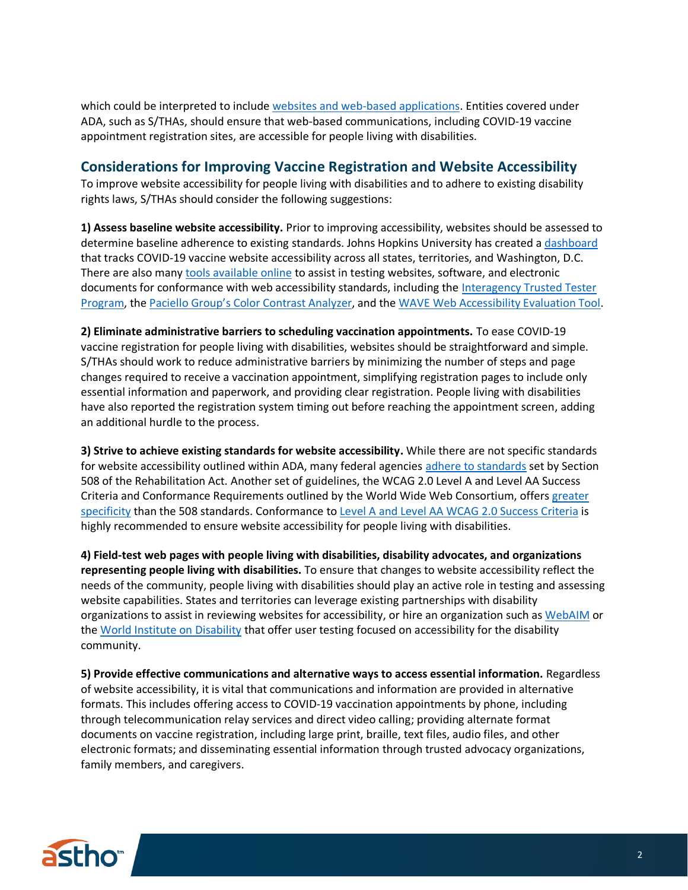which could be interpreted to include websites and web-based applications. Entities covered under ADA, such as S/THAs, should ensure that web-based communications, including COVID-19 vaccine appointment registration sites, are accessible for people living with disabilities.

## Considerations for Improving Vaccine Registration and Website Accessibility

To improve website accessibility for people living with disabilities and to adhere to existing disability rights laws, S/THAs should consider the following suggestions:

**1) Assess baseline website accessibility.** Prior to improving accessibility, websites should be assessed to determine baseline adherence to existing standards. Johns Hopkins University has created a dashboard that tracks COVID-19 vaccine website accessibility across all states, territories, and Washington, D.C. There are also many tools available online to assist in testing websites, software, and electronic documents for conformance with web accessibility standards, including the Interagency Trusted Tester Program, the Paciello Group's Color Contrast Analyzer, and the WAVE Web Accessibility Evaluation Tool.

**2) Eliminate administrative barriers to scheduling vaccination appointments.** To ease COVID-19 vaccine registration for people living with disabilities, websites should be straightforward and simple. S/THAs should work to reduce administrative barriers by minimizing the number of steps and page changes required to receive a vaccination appointment, simplifying registration pages to include only essential information and paperwork, and providing clear registration. People living with disabilities have also reported the registration system timing out before reaching the appointment screen, adding an additional hurdle to the process.

**3) Strive to achieve existing standards for website accessibility.** While there are not specific standards for website accessibility outlined within ADA, many federal agencies adhere to standards set by Section 508 of the Rehabilitation Act. Another set of guidelines, the WCAG 2.0 Level A and Level AA Success Criteria and Conformance Requirements outlined by the World Wide Web Consortium, offers greater specificity than the 508 standards. Conformance to Level A and Level AA WCAG 2.0 Success Criteria is highly recommended to ensure website accessibility for people living with disabilities.

**4) Field-test web pages with people living with disabilities, disability advocates, and organizations representing people living with disabilities.** To ensure that changes to website accessibility reflect the needs of the community, people living with disabilities should play an active role in testing and assessing website capabilities. States and territories can leverage existing partnerships with disability organizations to assist in reviewing websites for accessibility, or hire an organization such as WebAIM or the World Institute on Disability that offer user testing focused on accessibility for the disability community.

**5) Provide effective communications and alternative ways to access essential information.** Regardless of website accessibility, it is vital that communications and information are provided in alternative formats. This includes offering access to COVID-19 vaccination appointments by phone, including through telecommunication relay services and direct video calling; providing alternate format documents on vaccine registration, including large print, braille, text files, audio files, and other electronic formats; and disseminating essential information through trusted advocacy organizations, family members, and caregivers.